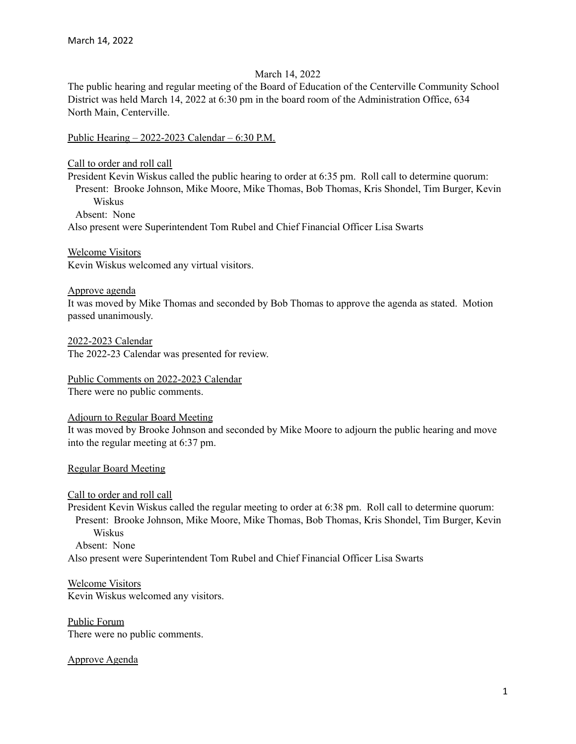March 14, 2022

The public hearing and regular meeting of the Board of Education of the Centerville Community School District was held March 14, 2022 at 6:30 pm in the board room of the Administration Office, 634 North Main, Centerville.

Public Hearing – 2022-2023 Calendar – 6:30 P.M.

Call to order and roll call

President Kevin Wiskus called the public hearing to order at 6:35 pm. Roll call to determine quorum:

Present: Brooke Johnson, Mike Moore, Mike Thomas, Bob Thomas, Kris Shondel, Tim Burger, Kevin Wiskus

Absent: None

Also present were Superintendent Tom Rubel and Chief Financial Officer Lisa Swarts

Welcome Visitors

Kevin Wiskus welcomed any virtual visitors.

Approve agenda

It was moved by Mike Thomas and seconded by Bob Thomas to approve the agenda as stated. Motion passed unanimously.

2022-2023 Calendar

The 2022-23 Calendar was presented for review.

Public Comments on 2022-2023 Calendar

There were no public comments.

Adjourn to Regular Board Meeting

It was moved by Brooke Johnson and seconded by Mike Moore to adjourn the public hearing and move into the regular meeting at 6:37 pm.

Regular Board Meeting

Call to order and roll call

President Kevin Wiskus called the regular meeting to order at 6:38 pm. Roll call to determine quorum:

Present: Brooke Johnson, Mike Moore, Mike Thomas, Bob Thomas, Kris Shondel, Tim Burger, Kevin Wiskus

Absent: None

Also present were Superintendent Tom Rubel and Chief Financial Officer Lisa Swarts

Welcome Visitors

Kevin Wiskus welcomed any visitors.

Public Forum

There were no public comments.

Approve Agenda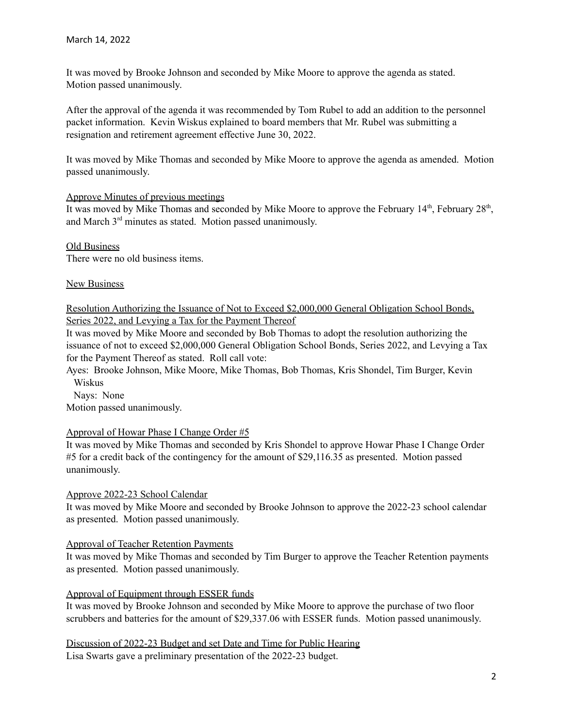March 14, 2022

It was moved by Brooke Johnson and seconded by Mike Moore to approve the agenda as stated. Motion passed unanimously.

After the approval of the agenda it was recommended by Tom Rubel to add an addition to the personnel packet information. Kevin Wiskus explained to board members that Mr. Rubel was submitting a resignation and retirement agreement effective June 30, 2022.

It was moved by Mike Thomas and seconded by Mike Moore to approve the agenda as amended. Motion passed unanimously.

Approve Minutes of previous meetings

It was moved by Mike Thomas and seconded by Mike Moore to approve the February 14th, February 28th, and March 3rd minutes as stated. Motion passed unanimously.

Old Business

There were no old business items.

New Business

Resolution Authorizing the Issuance of Not to Exceed $2,000,000 General Obligation School Bonds, Series 2022, and Levying a Tax for the Payment Thereof

It was moved by Mike Moore and seconded by Bob Thomas to adopt the resolution authorizing the issuance of not to exceed $2,000,000 General Obligation School Bonds, Series 2022, and Levying a Tax for the Payment Thereof as stated. Roll call vote:

Ayes: Brooke Johnson, Mike Moore, Mike Thomas, Bob Thomas, Kris Shondel, Tim Burger, Kevin Wiskus

Nays: None

Motion passed unanimously.

Approval of Howar Phase I Change Order #5

It was moved by Mike Thomas and seconded by Kris Shondel to approve Howar Phase I Change Order #5 for a credit back of the contingency for the amount of $29,116.35 as presented. Motion passed unanimously.

Approve 2022-23 School Calendar

It was moved by Mike Moore and seconded by Brooke Johnson to approve the 2022-23 school calendar as presented. Motion passed unanimously.

Approval of Teacher Retention Payments

It was moved by Mike Thomas and seconded by Tim Burger to approve the Teacher Retention payments as presented. Motion passed unanimously.

Approval of Equipment through ESSER funds

It was moved by Brooke Johnson and seconded by Mike Moore to approve the purchase of two floor scrubbers and batteries for the amount of $29,337.06 with ESSER funds. Motion passed unanimously.

Discussion of 2022-23 Budget and set Date and Time for Public Hearing

Lisa Swarts gave a preliminary presentation of the 2022-23 budget.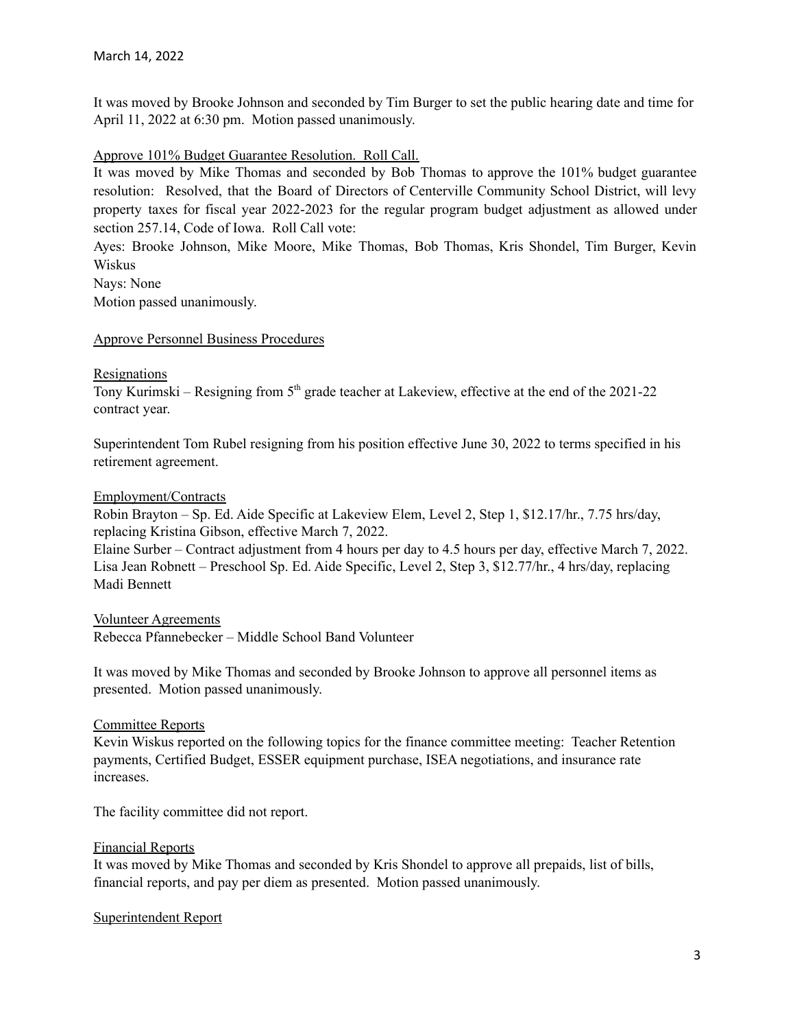It was moved by Brooke Johnson and seconded by Tim Burger to set the public hearing date and time for April 11, 2022 at 6:30 pm. Motion passed unanimously.

Approve 101% Budget Guarantee Resolution. Roll Call.

It was moved by Mike Thomas and seconded by Bob Thomas to approve the 101% budget guarantee resolution: Resolved, that the Board of Directors of Centerville Community School District, will levy property taxes for fiscal year 2022-2023 for the regular program budget adjustment as allowed under section 257.14, Code of Iowa. Roll Call vote:

Ayes: Brooke Johnson, Mike Moore, Mike Thomas, Bob Thomas, Kris Shondel, Tim Burger, Kevin Wiskus

Nays: None

Motion passed unanimously.

Approve Personnel Business Procedures

Resignations

Tony Kurimski – Resigning from 5th grade teacher at Lakeview, effective at the end of the 2021-22 contract year.

Superintendent Tom Rubel resigning from his position effective June 30, 2022 to terms specified in his retirement agreement.

Employment/Contracts

Robin Brayton – Sp. Ed. Aide Specific at Lakeview Elem, Level 2, Step 1, $12.17/hr., 7.75 hrs/day, replacing Kristina Gibson, effective March 7, 2022.

Elaine Surber – Contract adjustment from 4 hours per day to 4.5 hours per day, effective March 7, 2022.

Lisa Jean Robnett – Preschool Sp. Ed. Aide Specific, Level 2, Step 3, $12.77/hr., 4 hrs/day, replacing Madi Bennett

Volunteer Agreements

Rebecca Pfannebecker – Middle School Band Volunteer

It was moved by Mike Thomas and seconded by Brooke Johnson to approve all personnel items as presented. Motion passed unanimously.

Committee Reports

Kevin Wiskus reported on the following topics for the finance committee meeting: Teacher Retention payments, Certified Budget, ESSER equipment purchase, ISEA negotiations, and insurance rate increases.

The facility committee did not report.

Financial Reports

It was moved by Mike Thomas and seconded by Kris Shondel to approve all prepaids, list of bills, financial reports, and pay per diem as presented. Motion passed unanimously.

Superintendent Report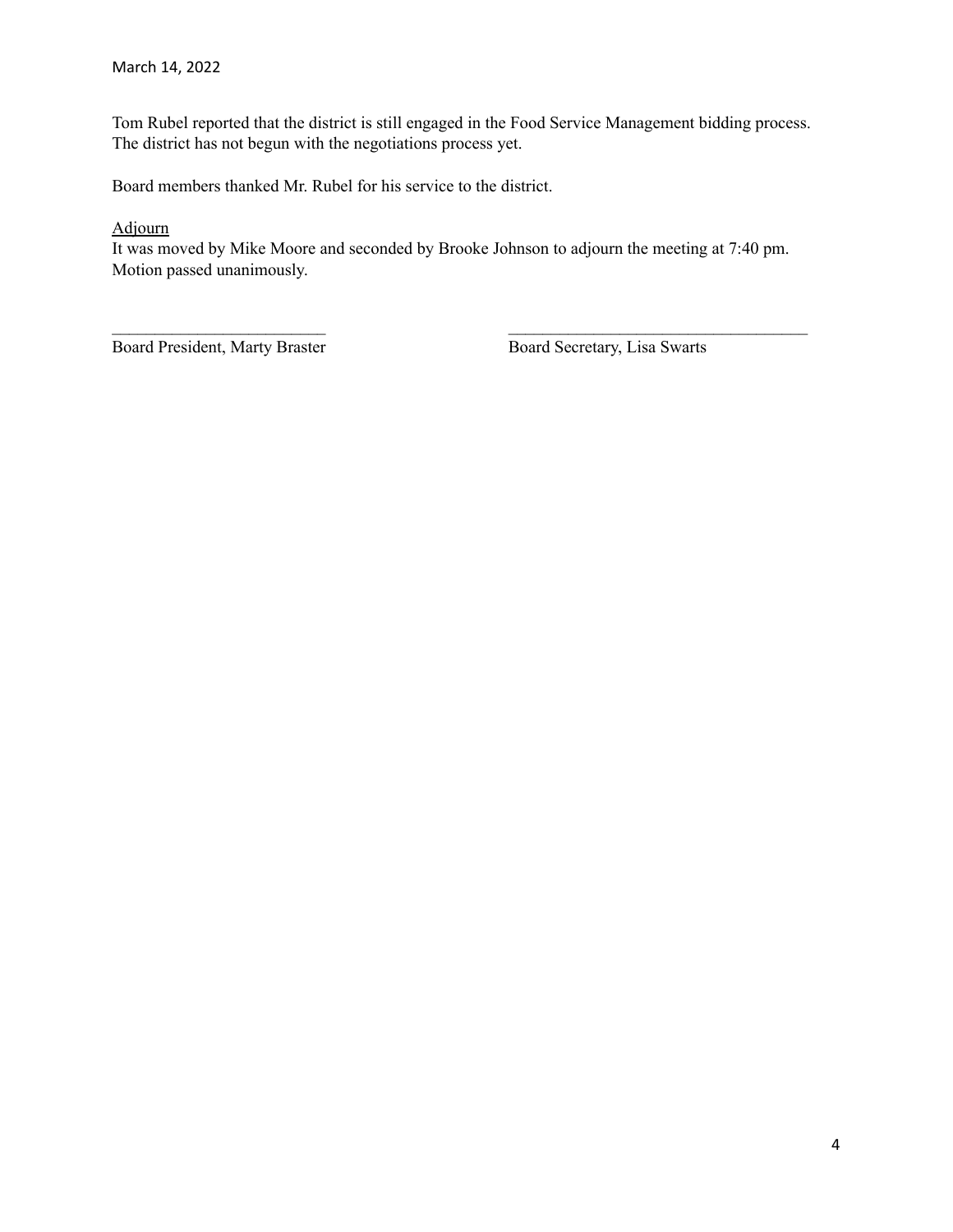Tom Rubel reported that the district is still engaged in the Food Service Management bidding process. The district has not begun with the negotiations process yet.

Board members thanked Mr. Rubel for his service to the district.

<u>Adjourn</u>

It was moved by Mike Moore and seconded by Brooke Johnson to adjourn the meeting at 7:40 pm. Motion passed unanimously.

_________________________ _________________________________

Board President, Marty Braster Board Secretary, Lisa Swarts